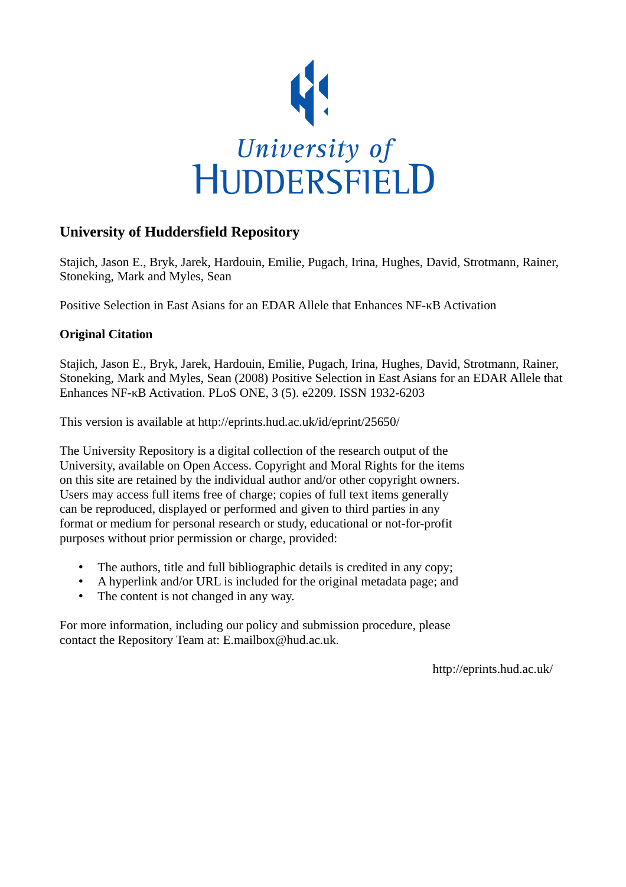University of Huddersfield

## University of Huddersfield Repository

Stajich, Jason E., Bryk, Jarek, Hardouin, Emilie, Pugach, Irina, Hughes, David, Strotmann, Rainer, Stoneking, Mark and Myles, Sean

Positive Selection in East Asians for an EDAR Allele that Enhances NF-κB Activation

### Original Citation

Stajich, Jason E., Bryk, Jarek, Hardouin, Emilie, Pugach, Irina, Hughes, David, Strotmann, Rainer, Stoneking, Mark and Myles, Sean (2008) Positive Selection in East Asians for an EDAR Allele that Enhances NF-κB Activation. PLoS ONE, 3 (5). e2209. ISSN 1932-6203

This version is available at http://eprints.hud.ac.uk/id/eprint/25650/

The University Repository is a digital collection of the research output of the University, available on Open Access. Copyright and Moral Rights for the items on this site are retained by the individual author and/or other copyright owners. Users may access full items free of charge; copies of full text items generally can be reproduced, displayed or performed and given to third parties in any format or medium for personal research or study, educational or not-for-profit purposes without prior permission or charge, provided:

- The authors, title and full bibliographic details is credited in any copy;
- A hyperlink and/or URL is included for the original metadata page; and
- The content is not changed in any way.

For more information, including our policy and submission procedure, please contact the Repository Team at: E.mailbox@hud.ac.uk.

http://eprints.hud.ac.uk/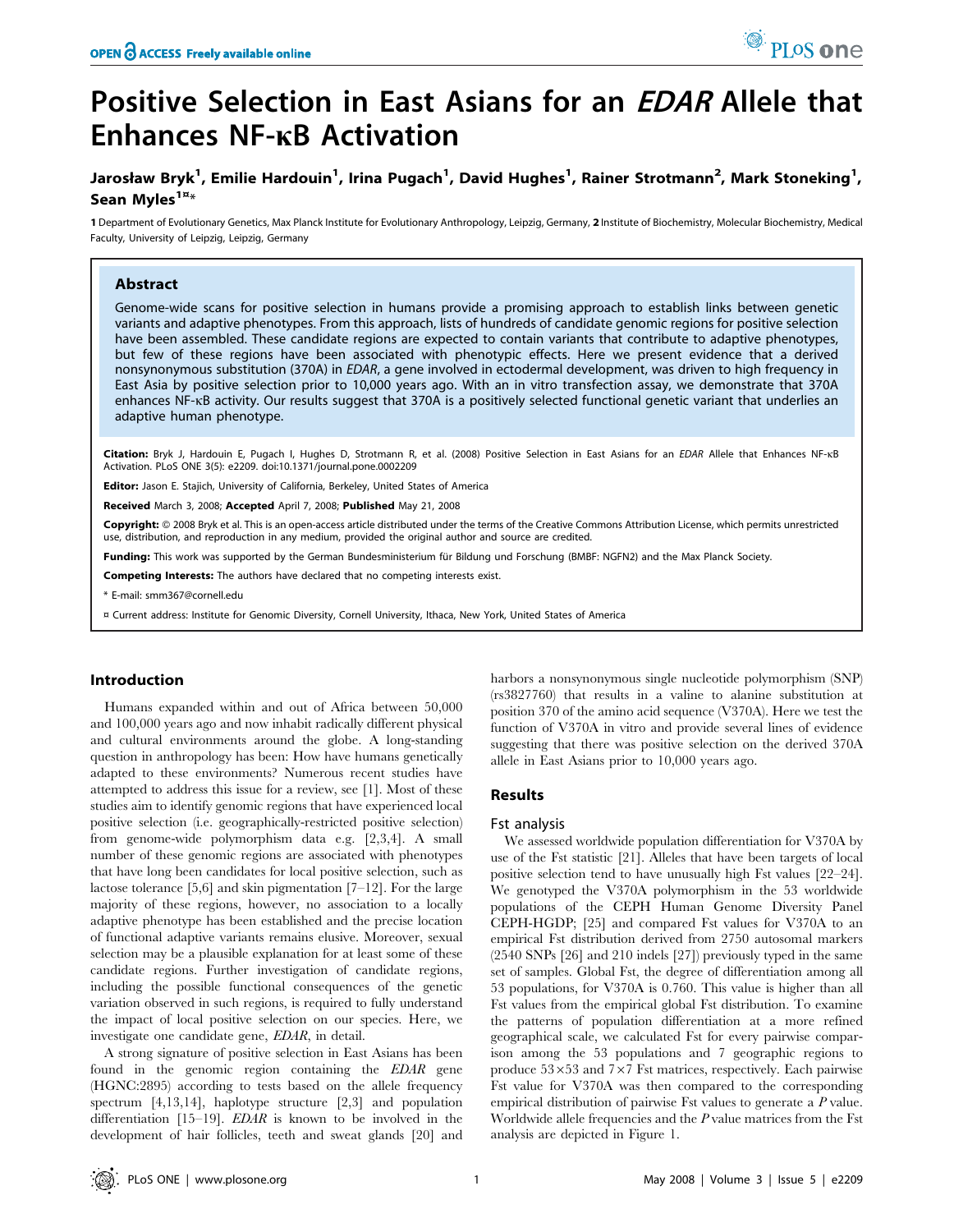# Positive Selection in East Asians for an *EDAR* Allele that Enhances NF-κB Activation

**Jarosław Bryk[1], Emilie Hardouin[1], Irina Pugach[1], David Hughes[1], Rainer Strotmann[2], Mark Stoneking[1], Sean Myles[1¤*]**

1 Department of Evolutionary Genetics, Max Planck Institute for Evolutionary Anthropology, Leipzig, Germany, 2 Institute of Biochemistry, Molecular Biochemistry, Medical Faculty, University of Leipzig, Leipzig, Germany

## Abstract

Genome-wide scans for positive selection in humans provide a promising approach to establish links between genetic variants and adaptive phenotypes. From this approach, lists of hundreds of candidate genomic regions for positive selection have been assembled. These candidate regions are expected to contain variants that contribute to adaptive phenotypes, but few of these regions have been associated with phenotypic effects. Here we present evidence that a derived nonsynonymous substitution (370A) in *EDAR*, a gene involved in ectodermal development, was driven to high frequency in East Asia by positive selection prior to 10,000 years ago. With an in vitro transfection assay, we demonstrate that 370A enhances NF-κB activity. Our results suggest that 370A is a positively selected functional genetic variant that underlies an adaptive human phenotype.

**Citation:** Bryk J, Hardouin E, Pugach I, Hughes D, Strotmann R, et al. (2008) Positive Selection in East Asians for an EDAR Allele that Enhances NF-κB Activation. PLoS ONE 3(5): e2209. doi:10.1371/journal.pone.0002209

**Editor:** Jason E. Stajich, University of California, Berkeley, United States of America

**Received** March 3, 2008; **Accepted** April 7, 2008; **Published** May 21, 2008

**Copyright:** © 2008 Bryk et al. This is an open-access article distributed under the terms of the Creative Commons Attribution License, which permits unrestricted use, distribution, and reproduction in any medium, provided the original author and source are credited.

**Funding:** This work was supported by the German Bundesministerium für Bildung und Forschung (BMBF: NGFN2) and the Max Planck Society.

**Competing Interests:** The authors have declared that no competing interests exist.

\* E-mail: smm367@cornell.edu

¤ Current address: Institute for Genomic Diversity, Cornell University, Ithaca, New York, United States of America

## Introduction

Humans expanded within and out of Africa between 50,000 and 100,000 years ago and now inhabit radically different physical and cultural environments around the globe. A long-standing question in anthropology has been: How have humans genetically adapted to these environments? Numerous recent studies have attempted to address this issue for a review, see [1]. Most of these studies aim to identify genomic regions that have experienced local positive selection (i.e. geographically-restricted positive selection) from genome-wide polymorphism data e.g. [2,3,4]. A small number of these genomic regions are associated with phenotypes that have long been candidates for local positive selection, such as lactose tolerance [5,6] and skin pigmentation [7–12]. For the large majority of these regions, however, no association to a locally adaptive phenotype has been established and the precise location of functional adaptive variants remains elusive. Moreover, sexual selection may be a plausible explanation for at least some of these candidate regions. Further investigation of candidate regions, including the possible functional consequences of the genetic variation observed in such regions, is required to fully understand the impact of local positive selection on our species. Here, we investigate one candidate gene, *EDAR*, in detail.

A strong signature of positive selection in East Asians has been found in the genomic region containing the *EDAR* gene (HGNC:2895) according to tests based on the allele frequency spectrum [4,13,14], haplotype structure [2,3] and population differentiation [15–19]. *EDAR* is known to be involved in the development of hair follicles, teeth and sweat glands [20] and harbors a nonsynonymous single nucleotide polymorphism (SNP) (rs3827760) that results in a valine to alanine substitution at position 370 of the amino acid sequence (V370A). Here we test the function of V370A in vitro and provide several lines of evidence suggesting that there was positive selection on the derived 370A allele in East Asians prior to 10,000 years ago.

## Results

### Fst analysis

We assessed worldwide population differentiation for V370A by use of the Fst statistic [21]. Alleles that have been targets of local positive selection tend to have unusually high Fst values [22–24]. We genotyped the V370A polymorphism in the 53 worldwide populations of the CEPH Human Genome Diversity Panel CEPH-HGDP; [25] and compared Fst values for V370A to an empirical Fst distribution derived from 2750 autosomal markers (2540 SNPs [26] and 210 indels [27]) previously typed in the same set of samples. Global Fst, the degree of differentiation among all 53 populations, for V370A is 0.760. This value is higher than all Fst values from the empirical global Fst distribution. To examine the patterns of population differentiation at a more refined geographical scale, we calculated Fst for every pairwise comparison among the 53 populations and 7 geographic regions to produce 53×53 and 7×7 Fst matrices, respectively. Each pairwise Fst value for V370A was then compared to the corresponding empirical distribution of pairwise Fst values to generate a $P$ value. Worldwide allele frequencies and the $P$ value matrices from the Fst analysis are depicted in Figure 1.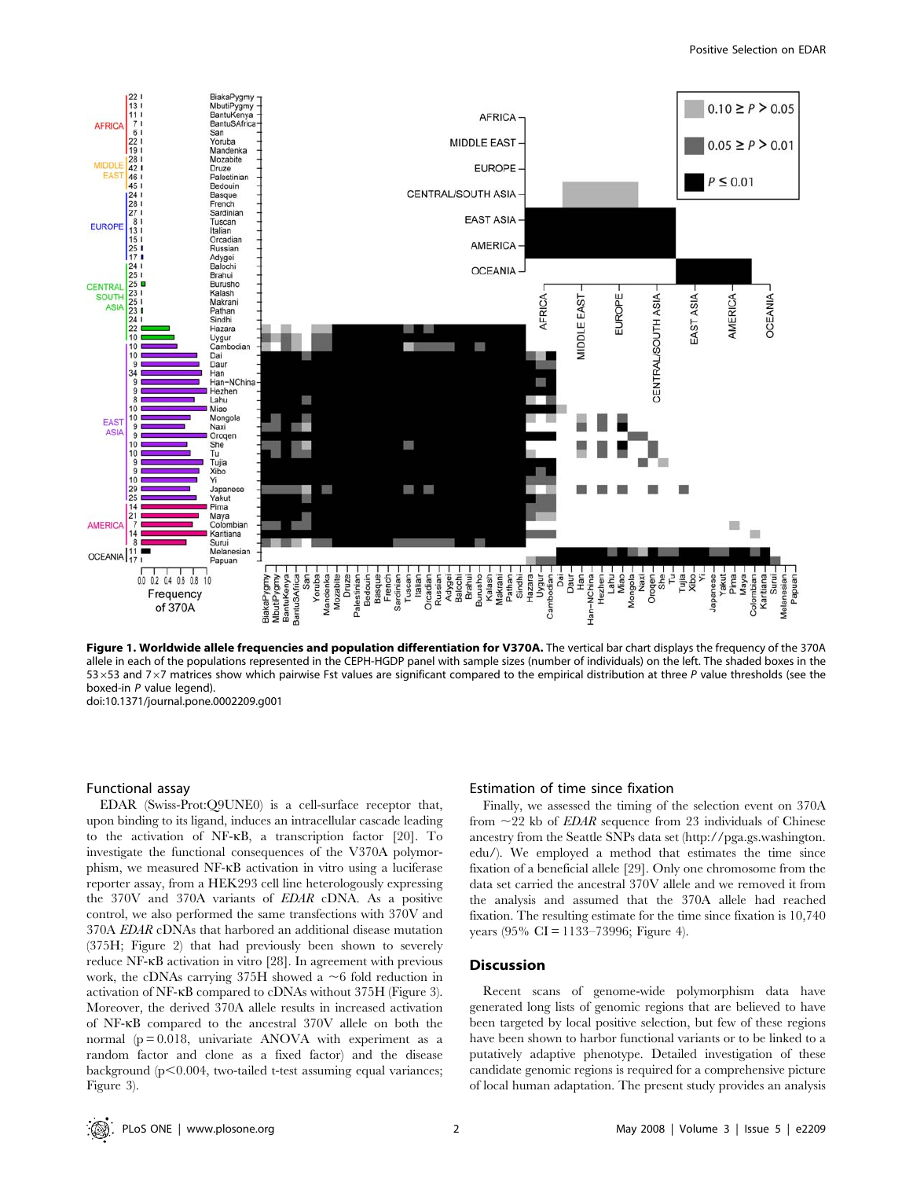**Figure 1. Worldwide allele frequencies and population differentiation for V370A.** The vertical bar chart displays the frequency of the 370A allele in each of the populations represented in the CEPH-HGDP panel with sample sizes (number of individuals) on the left. The shaded boxes in the 53×53 and 7×7 matrices show which pairwise Fst values are significant compared to the empirical distribution at three *P* value thresholds (see the boxed-in *P* value legend).
doi:10.1371/journal.pone.0002209.g001

### Functional assay

EDAR (Swiss-Prot:Q9UNE0) is a cell-surface receptor that, upon binding to its ligand, induces an intracellular cascade leading to the activation of NF-κB, a transcription factor [20]. To investigate the functional consequences of the V370A polymorphism, we measured NF-κB activation in vitro using a luciferase reporter assay, from a HEK293 cell line heterologously expressing the 370V and 370A variants of *EDAR* cDNA. As a positive control, we also performed the same transfections with 370V and 370A *EDAR* cDNAs that harbored an additional disease mutation (375H; Figure 2) that had previously been shown to severely reduce NF-κB activation in vitro [28]. In agreement with previous work, the cDNAs carrying 375H showed a ~6 fold reduction in activation of NF-κB compared to cDNAs without 375H (Figure 3). Moreover, the derived 370A allele results in increased activation of NF-κB compared to the ancestral 370V allele on both the normal ($p = 0.018$, univariate ANOVA with experiment as a random factor and clone as a fixed factor) and the disease background ($p < 0.004$, two-tailed t-test assuming equal variances; Figure 3).

### Estimation of time since fixation

Finally, we assessed the timing of the selection event on 370A from ~22 kb of *EDAR* sequence from 23 individuals of Chinese ancestry from the Seattle SNPs data set (http://pga.gs.washington.edu/). We employed a method that estimates the time since fixation of a beneficial allele [29]. Only one chromosome from the data set carried the ancestral 370V allele and we removed it from the analysis and assumed that the 370A allele had reached fixation. The resulting estimate for the time since fixation is 10,740 years (95% CI = 1133–73996; Figure 4).

## Discussion

Recent scans of genome-wide polymorphism data have generated long lists of genomic regions that are believed to have been targeted by local positive selection, but few of these regions have been shown to harbor functional variants or to be linked to a putatively adaptive phenotype. Detailed investigation of these candidate genomic regions is required for a comprehensive picture of local human adaptation. The present study provides an analysis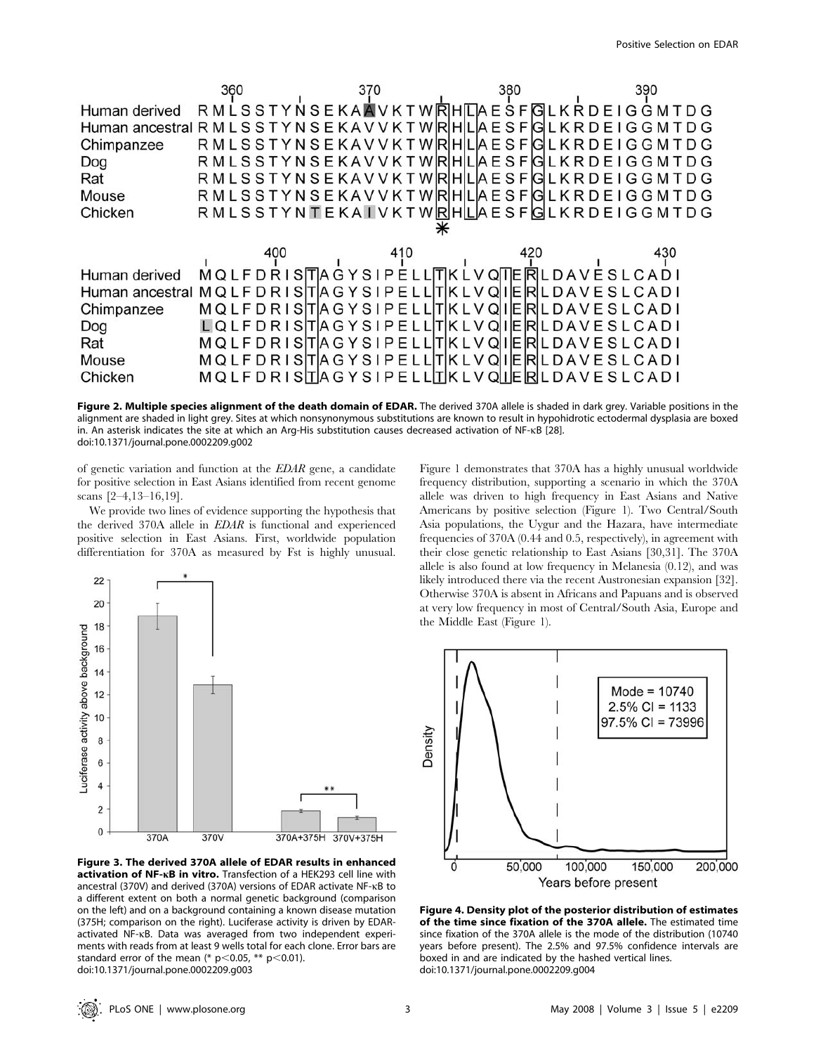| | 360 | 370 | 380 | 390 |
|---|---|---|---|---|
| Human derived | RMLSSTYNSEKAAVKTWRHLAESFGLKRDEIGGMTDG | | | |
| Human ancestral | RMLSSTYNSEKAVVKTWRHLAESFGLKRDEIGGMTDG | | | |
| Chimpanzee | RMLSSTYNSEKAVVKTWRHLAESFGLKRDEIGGMTDG | | | |
| Dog | RMLSSTYNSEKAVVKTWRHLAESFGLKRDEIGGMTDG | | | |
| Rat | RMLSSTYNSEKAVVKTWRHLAESFGLKRDEIGGMTDG | | | |
| Mouse | RMLSSTYNSEKAVVKTWRHLAESFGLKRDEIGGMTDG | | | |
| Chicken | RMLSSTYNTEKAIVKTWRHLAESFGLKRDEIGGMTDG | | | |

| | 400 | 410 | 420 | 430 |
|---|---|---|---|---|
| Human derived | MQLFDRISTAGYSIPELLTKLVQIERLDAVESLCADI | | | |
| Human ancestral | MQLFDRISTAGYSIPELLTKLVQIERLDAVESLCADI | | | |
| Chimpanzee | MQLFDRISTAGYSIPELLTKLVQIERLDAVESLCADI | | | |
| Dog | LQLFDRISTAGYSIPELLTKLVQIERLDAVESLCADI | | | |
| Rat | MQLFDRISTAGYSIPELLTKLVQIERLDAVESLCADI | | | |
| Mouse | MQLFDRISTAGYSIPELLTKLVQIERLDAVESLCADI | | | |
| Chicken | MQLFDRISTAGYSIPELLTKLVQIERLDAVESLCADI | | | |

**Figure 2. Multiple species alignment of the death domain of EDAR.** The derived 370A allele is shaded in dark grey. Variable positions in the alignment are shaded in light grey. Sites at which nonsynonymous substitutions are known to result in hypohidrotic ectodermal dysplasia are boxed in. An asterisk indicates the site at which an Arg-His substitution causes decreased activation of NF-κB [28].
doi:10.1371/journal.pone.0002209.g002

of genetic variation and function at the *EDAR* gene, a candidate for positive selection in East Asians identified from recent genome scans [2–4,13–16,19].

We provide two lines of evidence supporting the hypothesis that the derived 370A allele in *EDAR* is functional and experienced positive selection in East Asians. First, worldwide population differentiation for 370A as measured by Fst is highly unusual. Figure 1 demonstrates that 370A has a highly unusual worldwide frequency distribution, supporting a scenario in which the 370A allele was driven to high frequency in East Asians and Native Americans by positive selection (Figure 1). Two Central/South Asia populations, the Uygur and the Hazara, have intermediate frequencies of 370A (0.44 and 0.5, respectively), in agreement with their close genetic relationship to East Asians [30,31]. The 370A allele is also found at low frequency in Melanesia (0.12), and was likely introduced there via the recent Austronesian expansion [32]. Otherwise 370A is absent in Africans and Papuans and is observed at very low frequency in most of Central/South Asia, Europe and the Middle East (Figure 1).

**Figure 3. The derived 370A allele of EDAR results in enhanced activation of NF-κB in vitro.** Transfection of a HEK293 cell line with ancestral (370V) and derived (370A) versions of EDAR activate NF-κB to a different extent on both a normal genetic background (comparison on the left) and on a background containing a known disease mutation (375H; comparison on the right). Luciferase activity is driven by EDAR-activated NF-κB. Data was averaged from two independent experiments with reads from at least 9 wells total for each clone. Error bars are standard error of the mean (* $p<0.05$, ** $p<0.01$).
doi:10.1371/journal.pone.0002209.g003

**Figure 4. Density plot of the posterior distribution of estimates of the time since fixation of the 370A allele.** The estimated time since fixation of the 370A allele is the mode of the distribution (10740 years before present). The 2.5% and 97.5% confidence intervals are boxed in and are indicated by the hashed vertical lines.
doi:10.1371/journal.pone.0002209.g004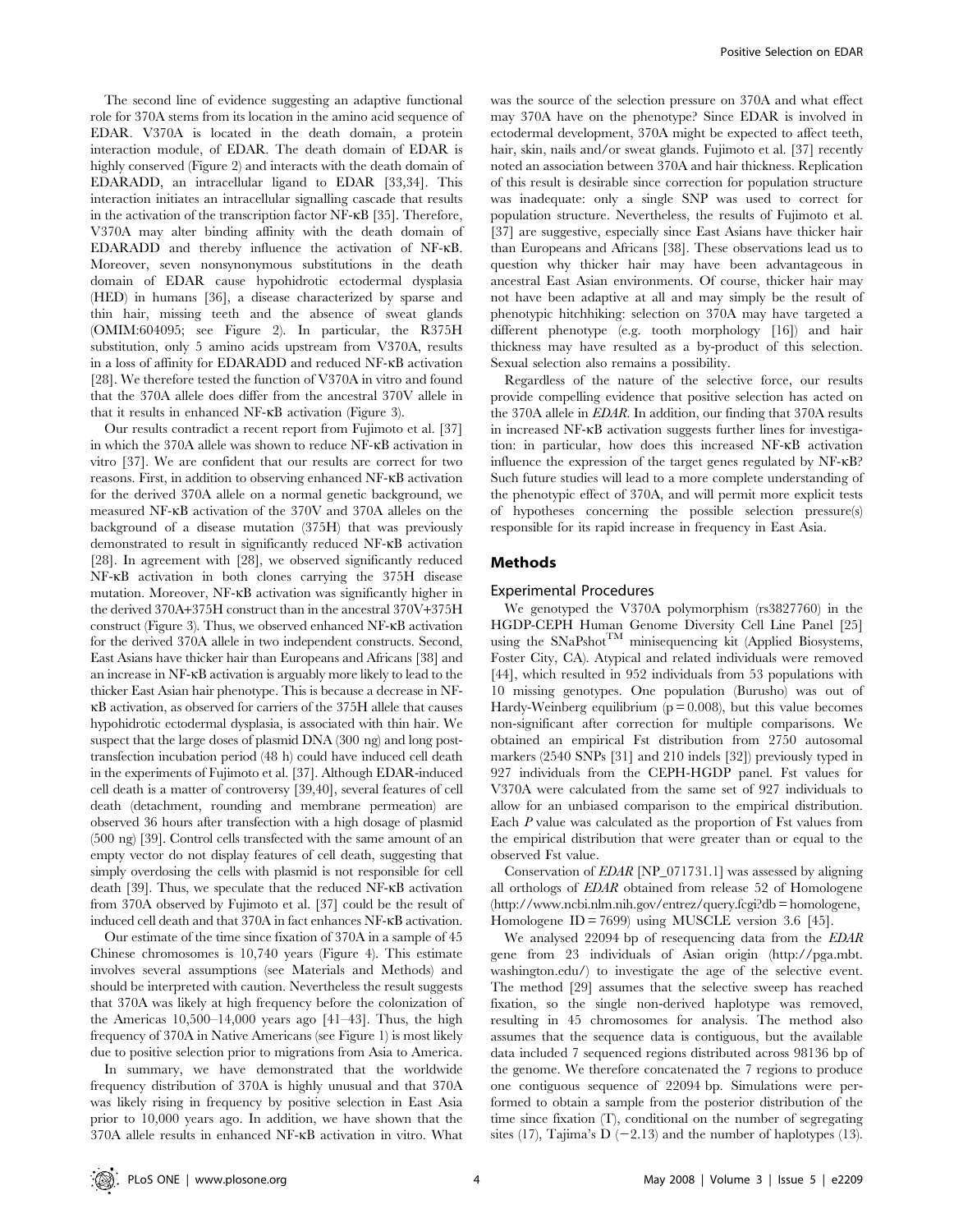The second line of evidence suggesting an adaptive functional role for 370A stems from its location in the amino acid sequence of EDAR. V370A is located in the death domain, a protein interaction module, of EDAR. The death domain of EDAR is highly conserved (Figure 2) and interacts with the death domain of EDARADD, an intracellular ligand to EDAR [33,34]. This interaction initiates an intracellular signalling cascade that results in the activation of the transcription factor NF-κB [35]. Therefore, V370A may alter binding affinity with the death domain of EDARADD and thereby influence the activation of NF-κB. Moreover, seven nonsynonymous substitutions in the death domain of EDAR cause hypohidrotic ectodermal dysplasia (HED) in humans [36], a disease characterized by sparse and thin hair, missing teeth and the absence of sweat glands (OMIM:604095; see Figure 2). In particular, the R375H substitution, only 5 amino acids upstream from V370A, results in a loss of affinity for EDARADD and reduced NF-κB activation [28]. We therefore tested the function of V370A in vitro and found that the 370A allele does differ from the ancestral 370V allele in that it results in enhanced NF-κB activation (Figure 3).

Our results contradict a recent report from Fujimoto et al. [37] in which the 370A allele was shown to reduce NF-κB activation in vitro [37]. We are confident that our results are correct for two reasons. First, in addition to observing enhanced NF-κB activation for the derived 370A allele on a normal genetic background, we measured NF-κB activation of the 370V and 370A alleles on the background of a disease mutation (375H) that was previously demonstrated to result in significantly reduced NF-κB activation [28]. In agreement with [28], we observed significantly reduced NF-κB activation in both clones carrying the 375H disease mutation. Moreover, NF-κB activation was significantly higher in the derived 370A+375H construct than in the ancestral 370V+375H construct (Figure 3). Thus, we observed enhanced NF-κB activation for the derived 370A allele in two independent constructs. Second, East Asians have thicker hair than Europeans and Africans [38] and an increase in NF-κB activation is arguably more likely to lead to the thicker East Asian hair phenotype. This is because a decrease in NF-κB activation, as observed for carriers of the 375H allele that causes hypohidrotic ectodermal dysplasia, is associated with thin hair. We suspect that the large doses of plasmid DNA (300 ng) and long post-transfection incubation period (48 h) could have induced cell death in the experiments of Fujimoto et al. [37]. Although EDAR-induced cell death is a matter of controversy [39,40], several features of cell death (detachment, rounding and membrane permeation) are observed 36 hours after transfection with a high dosage of plasmid (500 ng) [39]. Control cells transfected with the same amount of an empty vector do not display features of cell death, suggesting that simply overdosing the cells with plasmid is not responsible for cell death [39]. Thus, we speculate that the reduced NF-κB activation from 370A observed by Fujimoto et al. [37] could be the result of induced cell death and that 370A in fact enhances NF-κB activation.

Our estimate of the time since fixation of 370A in a sample of 45 Chinese chromosomes is 10,740 years (Figure 4). This estimate involves several assumptions (see Materials and Methods) and should be interpreted with caution. Nevertheless the result suggests that 370A was likely at high frequency before the colonization of the Americas 10,500–14,000 years ago [41–43]. Thus, the high frequency of 370A in Native Americans (see Figure 1) is most likely due to positive selection prior to migrations from Asia to America.

In summary, we have demonstrated that the worldwide frequency distribution of 370A is highly unusual and that 370A was likely rising in frequency by positive selection in East Asia prior to 10,000 years ago. In addition, we have shown that the 370A allele results in enhanced NF-κB activation in vitro. What was the source of the selection pressure on 370A and what effect may 370A have on the phenotype? Since EDAR is involved in ectodermal development, 370A might be expected to affect teeth, hair, skin, nails and/or sweat glands. Fujimoto et al. [37] recently noted an association between 370A and hair thickness. Replication of this result is desirable since correction for population structure was inadequate: only a single SNP was used to correct for population structure. Nevertheless, the results of Fujimoto et al. [37] are suggestive, especially since East Asians have thicker hair than Europeans and Africans [38]. These observations lead us to question why thicker hair may have been advantageous in ancestral East Asian environments. Of course, thicker hair may not have been adaptive at all and may simply be the result of phenotypic hitchhiking: selection on 370A may have targeted a different phenotype (e.g. tooth morphology [16]) and hair thickness may have resulted as a by-product of this selection. Sexual selection also remains a possibility.

Regardless of the nature of the selective force, our results provide compelling evidence that positive selection has acted on the 370A allele in *EDAR*. In addition, our finding that 370A results in increased NF-κB activation suggests further lines for investigation: in particular, how does this increased NF-κB activation influence the expression of the target genes regulated by NF-κB? Such future studies will lead to a more complete understanding of the phenotypic effect of 370A, and will permit more explicit tests of hypotheses concerning the possible selection pressure(s) responsible for its rapid increase in frequency in East Asia.

## Methods

### Experimental Procedures

We genotyped the V370A polymorphism (rs3827760) in the HGDP-CEPH Human Genome Diversity Cell Line Panel [25] using the SNaPshot™ minisequencing kit (Applied Biosystems, Foster City, CA). Atypical and related individuals were removed [44], which resulted in 952 individuals from 53 populations with 10 missing genotypes. One population (Burusho) was out of Hardy-Weinberg equilibrium ($p = 0.008$), but this value becomes non-significant after correction for multiple comparisons. We obtained an empirical Fst distribution from 2750 autosomal markers (2540 SNPs [31] and 210 indels [32]) previously typed in 927 individuals from the CEPH-HGDP panel. Fst values for V370A were calculated from the same set of 927 individuals to allow for an unbiased comparison to the empirical distribution. Each *P* value was calculated as the proportion of Fst values from the empirical distribution that were greater than or equal to the observed Fst value.

Conservation of *EDAR* [NP_071731.1] was assessed by aligning all orthologs of *EDAR* obtained from release 52 of Homologene (http://www.ncbi.nlm.nih.gov/entrez/query.fcgi?db = homologene, Homologene ID = 7699) using MUSCLE version 3.6 [45].

We analysed 22094 bp of resequencing data from the *EDAR* gene from 23 individuals of Asian origin (http://pga.mbt.washington.edu/) to investigate the age of the selective event. The method [29] assumes that the selective sweep has reached fixation, so the single non-derived haplotype was removed, resulting in 45 chromosomes for analysis. The method also assumes that the sequence data is contiguous, but the available data included 7 sequenced regions distributed across 98136 bp of the genome. We therefore concatenated the 7 regions to produce one contiguous sequence of 22094 bp. Simulations were performed to obtain a sample from the posterior distribution of the time since fixation (T), conditional on the number of segregating sites (17), Tajima's D (−2.13) and the number of haplotypes (13).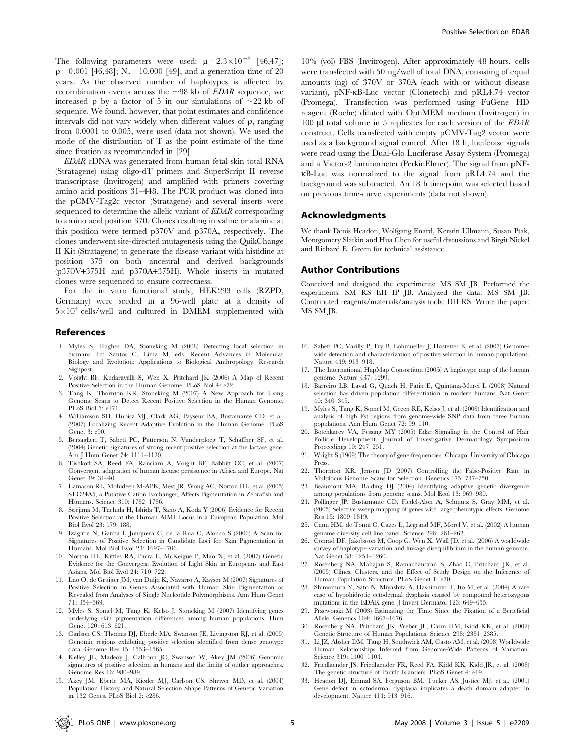The following parameters were used: $\mu = 2.3 \times 10^{-8}$ [46,47]; $\rho = 0.001$ [46,48]; $N_e = 10{,}000$ [49], and a generation time of 20 years. As the observed number of haplotypes is affected by recombination events across the ~98 kb of *EDAR* sequence, we increased $\rho$ by a factor of 5 in our simulations of ~22 kb of sequence. We found, however, that point estimates and confidence intervals did not vary widely when different values of $\rho$, ranging from 0.0001 to 0.005, were used (data not shown). We used the mode of the distribution of T as the point estimate of the time since fixation as recommended in [29].

*EDAR* cDNA was generated from human fetal skin total RNA (Stratagene) using oligo-dT primers and SuperScript II reverse transcriptase (Invitrogen) and amplified with primers covering amino acid positions 31–448. The PCR product was cloned into the pCMV-Tag2c vector (Stratagene) and several inserts were sequenced to determine the allelic variant of *EDAR* corresponding to amino acid position 370. Clones resulting in valine or alanine at this position were termed p370V and p370A, respectively. The clones underwent site-directed mutagenesis using the QuikChange II Kit (Stratagene) to generate the disease variant with histidine at position 375 on both ancestral and derived backgrounds (p370V+375H and p370A+375H). Whole inserts in mutated clones were sequenced to ensure correctness.

For the in vitro functional study, HEK293 cells (RZPD, Germany) were seeded in a 96-well plate at a density of $5 \times 10^4$ cells/well and cultured in DMEM supplemented with 10% (vol) FBS (Invitrogen). After approximately 48 hours, cells were transfected with 50 ng/well of total DNA, consisting of equal amounts (ng) of 370V or 370A (each with or without disease variant), pNF-κB-Luc vector (Clonetech) and pRL4.74 vector (Promega). Transfection was performed using FuGene HD reagent (Roche) diluted with OptiMEM medium (Invitrogen) in 100 µl total volume in 5 replicates for each version of the *EDAR* construct. Cells transfected with empty pCMV-Tag2 vector were used as a background signal control. After 18 h, luciferase signals were read using the Dual-Glo Luciferase Assay System (Promega) and a Victor-2 luminometer (PerkinElmer). The signal from pNF-κB-Luc was normalized to the signal from pRL4.74 and the background was subtracted. An 18 h timepoint was selected based on previous time-curve experiments (data not shown).

## Acknowledgments

We thank Denis Headon, Wolfgang Enard, Kerstin Ullmann, Susan Ptak, Montgomery Slatkin and Hua Chen for useful discussions and Birgit Nickel and Richard E. Green for technical assistance.

## Author Contributions

Conceived and designed the experiments: MS SM JB. Performed the experiments: SM RS EH IP JB. Analyzed the data: MS SM JB. Contributed reagents/materials/analysis tools: DH RS. Wrote the paper: MS SM JB.

## References

1. Myles S, Hughes DA, Stoneking M (2008) Detecting local selection in humans. In: Santos C, Lima M, eds. Recent Advances in Molecular Biology and Evolution: Applications to Biological Anthropology. Research Signpost.
2. Voight BF, Kudaravalli S, Wen X, Pritchard JK (2006) A Map of Recent Positive Selection in the Human Genome. PLoS Biol 4: e72.
3. Tang K, Thornton KR, Stoneking M (2007) A New Approach for Using Genome Scans to Detect Recent Positive Selection in the Human Genome. PLoS Biol 5: e171.
4. Williamson SH, Hubisz MJ, Clark AG, Payseur BA, Bustamante CD, et al. (2007) Localizing Recent Adaptive Evolution in the Human Genome. PLoS Genet 3: e90.
5. Bersaglieri T, Sabeti PC, Patterson N, Vanderploeg T, Schaffner SF, et al. (2004) Genetic signatures of strong recent positive selection at the lactase gene. Am J Hum Genet 74: 1111–1120.
6. Tishkoff SA, Reed FA, Ranciaro A, Voight BF, Babbitt CC, et al. (2007) Convergent adaptation of human lactase persistence in Africa and Europe. Nat Genet 39: 31–40.
7. Lamason RL, Mohideen M-APK, Mest JR, Wong AC, Norton HL, et al. (2005) SLC24A5, a Putative Cation Exchanger, Affects Pigmentation in Zebrafish and Humans. Science 310: 1782–1786.
8. Soejima M, Tachida H, Ishida T, Sano A, Koda Y (2006) Evidence for Recent Positive Selection at the Human AIM1 Locus in a European Population. Mol Biol Evol 23: 179–188.
9. Izagirre N, Garcia I, Junquera C, de la Rua C, Alonso S (2006) A Scan for Signatures of Positive Selection in Candidate Loci for Skin Pigmentation in Humans. Mol Biol Evol 23: 1697–1706.
10. Norton HL, Kittles RA, Parra E, McKeigue P, Mao X, et al. (2007) Genetic Evidence for the Convergent Evolution of Light Skin in Europeans and East Asians. Mol Biol Evol 24: 710–722.
11. Lao O, de Gruijter JM, van Duijn K, Navarro A, Kayser M (2007) Signatures of Positive Selection in Genes Associated with Human Skin Pigmentation as Revealed from Analyses of Single Nucleotide Polymorphisms. Ann Hum Genet 71: 354–369.
12. Myles S, Somel M, Tang K, Kelso J, Stoneking M (2007) Identifying genes underlying skin pigmentation differences among human populations. Hum Genet 120: 613–621.
13. Carlson CS, Thomas DJ, Eberle MA, Swanson JE, Livingston RJ, et al. (2005) Genomic regions exhibiting positive selection identified from dense genotype data. Genome Res 15: 1553–1565.
14. Kelley JL, Madeoy J, Calhoun JC, Swanson W, Akey JM (2006) Genomic signatures of positive selection in humans and the limits of outlier approaches. Genome Res 16: 980–989.
15. Akey JM, Eberle MA, Rieder MJ, Carlson CS, Shriver MD, et al. (2004) Population History and Natural Selection Shape Patterns of Genetic Variation in 132 Genes. PLoS Biol 2: e286.
16. Sabeti PC, Varilly P, Fry B, Lohmueller J, Hostetter E, et al. (2007) Genome-wide detection and characterization of positive selection in human populations. Nature 449: 913–918.
17. The International HapMap Consortium (2005) A haplotype map of the human genome. Nature 437: 1299.
18. Barreiro LB, Laval G, Quach H, Patin E, Quintana-Murci L (2008) Natural selection has driven population differentiation in modern humans. Nat Genet 40: 340–345.
19. Myles S, Tang K, Somel M, Green RE, Kelso J, et al. (2008) Identification and analysis of high Fst regions from genome-wide SNP data from three human populations. Ann Hum Genet 72: 99–110.
20. Botchkarev VA, Fessing MY (2005) Edar Signaling in the Control of Hair Follicle Development. Journal of Investigative Dermatology Symposium Proceedings 10: 247–251.
21. Wright S (1969) The theory of gene frequencies. Chicago: University of Chicago Press.
22. Thornton KR, Jensen JD (2007) Controlling the False-Positive Rate in Multilocus Genome Scans for Selection. Genetics 175: 737–750.
23. Beaumont MA, Balding DJ (2004) Identifying adaptive genetic divergence among populations from genome scans. Mol Ecol 13: 969–980.
24. Pollinger JP, Bustamante CD, Fledel-Alon A, Schmutz S, Gray MM, et al. (2005) Selective sweep mapping of genes with large phenotypic effects. Genome Res 15: 1809–1819.
25. Cann HM, de Toma C, Cazes L, Legrand MF, Morel V, et al. (2002) A human genome diversity cell line panel. Science 296: 261–262.
26. Conrad DF, Jakobsson M, Coop G, Wen X, Wall JD, et al. (2006) A worldwide survey of haplotype variation and linkage disequilibrium in the human genome. Nat Genet 38: 1251–1260.
27. Rosenberg NA, Mahajan S, Ramachandran S, Zhao C, Pritchard JK, et al. (2005) Clines, Clusters, and the Effect of Study Design on the Inference of Human Population Structure. PLoS Genet 1: e70.
28. Shimomura Y, Sato N, Miyashita A, Hashimoto T, Ito M, et al. (2004) A rare case of hypohidrotic ectodermal dysplasia caused by compound heterozygous mutations in the EDAR gene. J Invest Dermatol 123: 649–655.
29. Przeworski M (2003) Estimating the Time Since the Fixation of a Beneficial Allele. Genetics 164: 1667–1676.
30. Rosenberg NA, Pritchard JK, Weber JL, Cann HM, Kidd KK, et al. (2002) Genetic Structure of Human Populations. Science 298: 2381–2385.
31. Li JZ, Absher DM, Tang H, Southwick AM, Casto AM, et al. (2008) Worldwide Human Relationships Inferred from Genome-Wide Patterns of Variation. Science 319: 1100–1104.
32. Friedlaender JS, Friedlaender FR, Reed FA, Kidd KK, Kidd JR, et al. (2008) The genetic structure of Pacific Islanders. PLoS Genet 4: e19.
33. Headon DJ, Emmal SA, Ferguson BM, Tucker AS, Justice MJ, et al. (2001) Gene defect in ectodermal dysplasia implicates a death domain adapter in development. Nature 414: 913–916.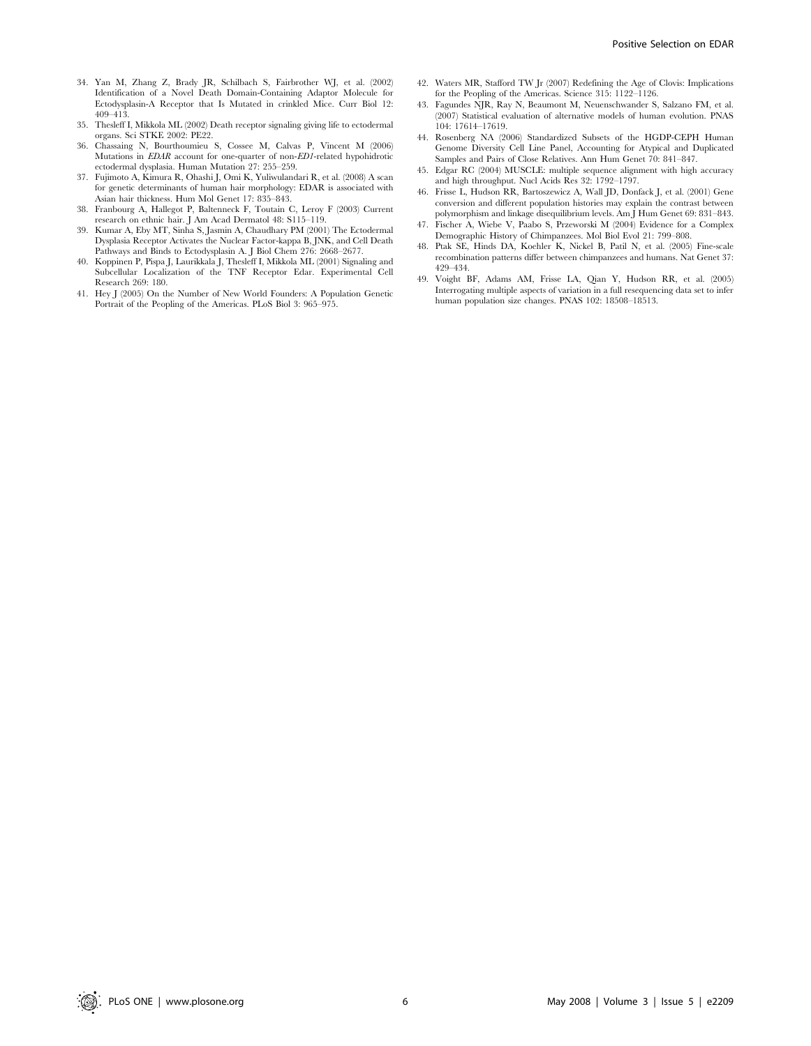34. Yan M, Zhang Z, Brady JR, Schilbach S, Fairbrother WJ, et al. (2002) Identification of a Novel Death Domain-Containing Adaptor Molecule for Ectodysplasin-A Receptor that Is Mutated in crinkled Mice. Curr Biol 12: 409–413.
35. Thesleff I, Mikkola ML (2002) Death receptor signaling giving life to ectodermal organs. Sci STKE 2002: PE22.
36. Chassaing N, Bourthoumieu S, Cossee M, Calvas P, Vincent M (2006) Mutations in *EDAR* account for one-quarter of non-*ED1*-related hypohidrotic ectodermal dysplasia. Human Mutation 27: 255–259.
37. Fujimoto A, Kimura R, Ohashi J, Omi K, Yuliwulandari R, et al. (2008) A scan for genetic determinants of human hair morphology: EDAR is associated with Asian hair thickness. Hum Mol Genet 17: 835–843.
38. Franbourg A, Hallegot P, Baltenneck F, Toutain C, Leroy F (2003) Current research on ethnic hair. J Am Acad Dermatol 48: S115–119.
39. Kumar A, Eby MT, Sinha S, Jasmin A, Chaudhary PM (2001) The Ectodermal Dysplasia Receptor Activates the Nuclear Factor-kappa B, JNK, and Cell Death Pathways and Binds to Ectodysplasin A. J Biol Chem 276: 2668–2677.
40. Koppinen P, Pispa J, Laurikkala J, Thesleff I, Mikkola ML (2001) Signaling and Subcellular Localization of the TNF Receptor Edar. Experimental Cell Research 269: 180.
41. Hey J (2005) On the Number of New World Founders: A Population Genetic Portrait of the Peopling of the Americas. PLoS Biol 3: 965–975.
42. Waters MR, Stafford TW Jr (2007) Redefining the Age of Clovis: Implications for the Peopling of the Americas. Science 315: 1122–1126.
43. Fagundes NJR, Ray N, Beaumont M, Neuenschwander S, Salzano FM, et al. (2007) Statistical evaluation of alternative models of human evolution. PNAS 104: 17614–17619.
44. Rosenberg NA (2006) Standardized Subsets of the HGDP-CEPH Human Genome Diversity Cell Line Panel, Accounting for Atypical and Duplicated Samples and Pairs of Close Relatives. Ann Hum Genet 70: 841–847.
45. Edgar RC (2004) MUSCLE: multiple sequence alignment with high accuracy and high throughput. Nucl Acids Res 32: 1792–1797.
46. Frisse L, Hudson RR, Bartoszewicz A, Wall JD, Donfack J, et al. (2001) Gene conversion and different population histories may explain the contrast between polymorphism and linkage disequilibrium levels. Am J Hum Genet 69: 831–843.
47. Fischer A, Wiebe V, Paabo S, Przeworski M (2004) Evidence for a Complex Demographic History of Chimpanzees. Mol Biol Evol 21: 799–808.
48. Ptak SE, Hinds DA, Koehler K, Nickel B, Patil N, et al. (2005) Fine-scale recombination patterns differ between chimpanzees and humans. Nat Genet 37: 429–434.
49. Voight BF, Adams AM, Frisse LA, Qian Y, Hudson RR, et al. (2005) Interrogating multiple aspects of variation in a full resequencing data set to infer human population size changes. PNAS 102: 18508–18513.